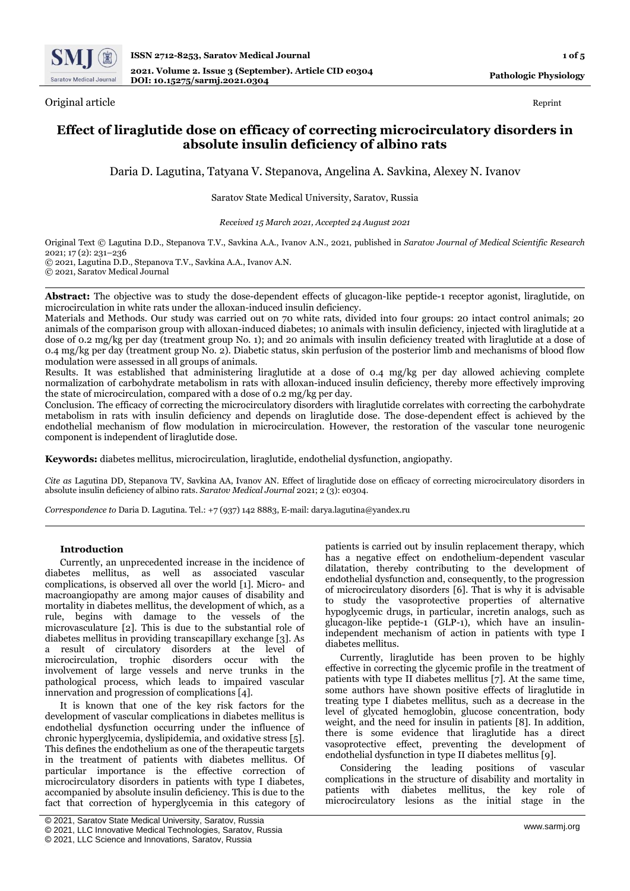Original article

Reprint

# Effect of liraglutide dose on efficacy of correcting microcirculatory disorders in absolute insulin deficiency of albino rats

Daria D. Lagutina, Tatyana V. Stepanova, Angelina A. Savkina, Alexey N. Ivanov

Saratov State Medical University, Saratov, Russia

*Received 15 March 2021, Accepted 24 August 2021*

Original Text © Lagutina D.D., Stepanova T.V., Savkina A.A., Ivanov A.N., 2021, published in *Saratov Journal of Medical Scientific Research* 2021; 17 (2): 231–236
© 2021, Lagutina D.D., Stepanova T.V., Savkina A.A., Ivanov A.N.
© 2021, Saratov Medical Journal

**Abstract:** The objective was to study the dose-dependent effects of glucagon-like peptide-1 receptor agonist, liraglutide, on microcirculation in white rats under the alloxan-induced insulin deficiency.
Materials and Methods. Our study was carried out on 70 white rats, divided into four groups: 20 intact control animals; 20 animals of the comparison group with alloxan-induced diabetes; 10 animals with insulin deficiency, injected with liraglutide at a dose of 0.2 mg/kg per day (treatment group No. 1); and 20 animals with insulin deficiency treated with liraglutide at a dose of 0.4 mg/kg per day (treatment group No. 2). Diabetic status, skin perfusion of the posterior limb and mechanisms of blood flow modulation were assessed in all groups of animals.
Results. It was established that administering liraglutide at a dose of 0.4 mg/kg per day allowed achieving complete normalization of carbohydrate metabolism in rats with alloxan-induced insulin deficiency, thereby more effectively improving the state of microcirculation, compared with a dose of 0.2 mg/kg per day.
Conclusion. The efficacy of correcting the microcirculatory disorders with liraglutide correlates with correcting the carbohydrate metabolism in rats with insulin deficiency and depends on liraglutide dose. The dose-dependent effect is achieved by the endothelial mechanism of flow modulation in microcirculation. However, the restoration of the vascular tone neurogenic component is independent of liraglutide dose.

**Keywords:** diabetes mellitus, microcirculation, liraglutide, endothelial dysfunction, angiopathy.

*Cite as* Lagutina DD, Stepanova TV, Savkina AA, Ivanov AN. Effect of liraglutide dose on efficacy of correcting microcirculatory disorders in absolute insulin deficiency of albino rats. *Saratov Medical Journal* 2021; 2 (3): e0304.

*Correspondence to* Daria D. Lagutina. Tel.: +7 (937) 142 8883, E-mail: darya.lagutina@yandex.ru

## Introduction

Currently, an unprecedented increase in the incidence of diabetes mellitus, as well as associated vascular complications, is observed all over the world [1]. Micro- and macroangiopathy are among major causes of disability and mortality in diabetes mellitus, the development of which, as a rule, begins with damage to the vessels of the microvasculature [2]. This is due to the substantial role of diabetes mellitus in providing transcapillary exchange [3]. As a result of circulatory disorders at the level of microcirculation, trophic disorders occur with the involvement of large vessels and nerve trunks in the pathological process, which leads to impaired vascular innervation and progression of complications [4].

It is known that one of the key risk factors for the development of vascular complications in diabetes mellitus is endothelial dysfunction occurring under the influence of chronic hyperglycemia, dyslipidemia, and oxidative stress [5]. This defines the endothelium as one of the therapeutic targets in the treatment of patients with diabetes mellitus. Of particular importance is the effective correction of microcirculatory disorders in patients with type I diabetes, accompanied by absolute insulin deficiency. This is due to the fact that correction of hyperglycemia in this category of patients is carried out by insulin replacement therapy, which has a negative effect on endothelium-dependent vascular dilatation, thereby contributing to the development of endothelial dysfunction and, consequently, to the progression of microcirculatory disorders [6]. That is why it is advisable to study the vasoprotective properties of alternative hypoglycemic drugs, in particular, incretin analogs, such as glucagon-like peptide-1 (GLP-1), which have an insulin-independent mechanism of action in patients with type I diabetes mellitus.

Currently, liraglutide has been proven to be highly effective in correcting the glycemic profile in the treatment of patients with type II diabetes mellitus [7]. At the same time, some authors have shown positive effects of liraglutide in treating type I diabetes mellitus, such as a decrease in the level of glycated hemoglobin, glucose concentration, body weight, and the need for insulin in patients [8]. In addition, there is some evidence that liraglutide has a direct vasoprotective effect, preventing the development of endothelial dysfunction in type II diabetes mellitus [9].

Considering the leading positions of vascular complications in the structure of disability and mortality in patients with diabetes mellitus, the key role of microcirculatory lesions as the initial stage in the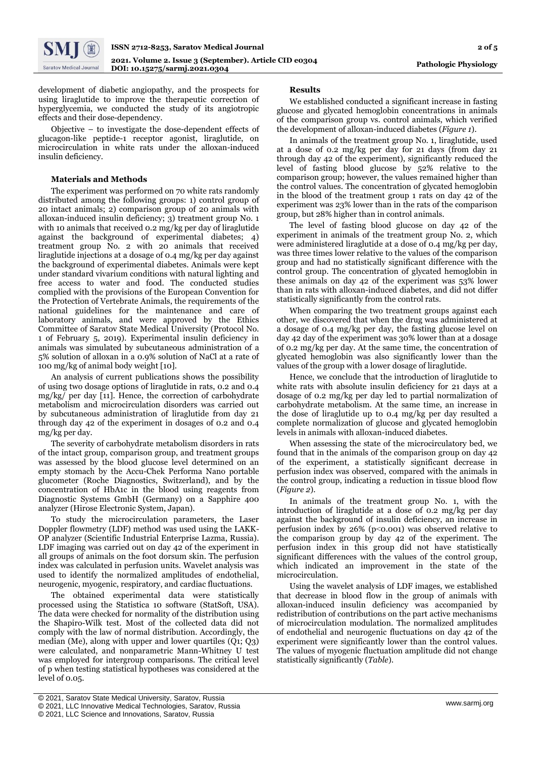development of diabetic angiopathy, and the prospects for using liraglutide to improve the therapeutic correction of hyperglycemia, we conducted the study of its angiotropic effects and their dose-dependency.

Objective – to investigate the dose-dependent effects of glucagon-like peptide-1 receptor agonist, liraglutide, on microcirculation in white rats under the alloxan-induced insulin deficiency.

### Materials and Methods

The experiment was performed on 70 white rats randomly distributed among the following groups: 1) control group of 20 intact animals; 2) comparison group of 20 animals with alloxan-induced insulin deficiency; 3) treatment group No. 1 with 10 animals that received 0.2 mg/kg per day of liraglutide against the background of experimental diabetes; 4) treatment group No. 2 with 20 animals that received liraglutide injections at a dosage of 0.4 mg/kg per day against the background of experimental diabetes. Animals were kept under standard vivarium conditions with natural lighting and free access to water and food. The conducted studies complied with the provisions of the European Convention for the Protection of Vertebrate Animals, the requirements of the national guidelines for the maintenance and care of laboratory animals, and were approved by the Ethics Committee of Saratov State Medical University (Protocol No. 1 of February 5, 2019). Experimental insulin deficiency in animals was simulated by subcutaneous administration of a 5% solution of alloxan in a 0.9% solution of NaCl at a rate of 100 mg/kg of animal body weight [10].

An analysis of current publications shows the possibility of using two dosage options of liraglutide in rats, 0.2 and 0.4 mg/kg/ per day [11]. Hence, the correction of carbohydrate metabolism and microcirculation disorders was carried out by subcutaneous administration of liraglutide from day 21 through day 42 of the experiment in dosages of 0.2 and 0.4 mg/kg per day.

The severity of carbohydrate metabolism disorders in rats of the intact group, comparison group, and treatment groups was assessed by the blood glucose level determined on an empty stomach by the Accu-Chek Performa Nano portable glucometer (Roche Diagnostics, Switzerland), and by the concentration of HbA1c in the blood using reagents from Diagnostic Systems GmbH (Germany) on a Sapphire 400 analyzer (Hirose Electronic System, Japan).

To study the microcirculation parameters, the Laser Doppler flowmetry (LDF) method was used using the LAKK-OP analyzer (Scientific Industrial Enterprise Lazma, Russia). LDF imaging was carried out on day 42 of the experiment in all groups of animals on the foot dorsum skin. The perfusion index was calculated in perfusion units. Wavelet analysis was used to identify the normalized amplitudes of endothelial, neurogenic, myogenic, respiratory, and cardiac fluctuations.

The obtained experimental data were statistically processed using the Statistica 10 software (StatSoft, USA). The data were checked for normality of the distribution using the Shapiro-Wilk test. Most of the collected data did not comply with the law of normal distribution. Accordingly, the median (Me), along with upper and lower quartiles (Q1; Q3) were calculated, and nonparametric Mann-Whitney U test was employed for intergroup comparisons. The critical level of p when testing statistical hypotheses was considered at the level of 0.05.

### Results

We established conducted a significant increase in fasting glucose and glycated hemoglobin concentrations in animals of the comparison group vs. control animals, which verified the development of alloxan-induced diabetes (*Figure 1*).

In animals of the treatment group No. 1, liraglutide, used at a dose of 0.2 mg/kg per day for 21 days (from day 21 through day 42 of the experiment), significantly reduced the level of fasting blood glucose by 52% relative to the comparison group; however, the values remained higher than the control values. The concentration of glycated hemoglobin in the blood of the treatment group 1 rats on day 42 of the experiment was 23% lower than in the rats of the comparison group, but 28% higher than in control animals.

The level of fasting blood glucose on day 42 of the experiment in animals of the treatment group No. 2, which were administered liraglutide at a dose of 0.4 mg/kg per day, was three times lower relative to the values of the comparison group and had no statistically significant difference with the control group. The concentration of glycated hemoglobin in these animals on day 42 of the experiment was 53% lower than in rats with alloxan-induced diabetes, and did not differ statistically significantly from the control rats.

When comparing the two treatment groups against each other, we discovered that when the drug was administered at a dosage of 0.4 mg/kg per day, the fasting glucose level on day 42 day of the experiment was 30% lower than at a dosage of 0.2 mg/kg per day. At the same time, the concentration of glycated hemoglobin was also significantly lower than the values of the group with a lower dosage of liraglutide.

Hence, we conclude that the introduction of liraglutide to white rats with absolute insulin deficiency for 21 days at a dosage of 0.2 mg/kg per day led to partial normalization of carbohydrate metabolism. At the same time, an increase in the dose of liraglutide up to 0.4 mg/kg per day resulted a complete normalization of glucose and glycated hemoglobin levels in animals with alloxan-induced diabetes.

When assessing the state of the microcirculatory bed, we found that in the animals of the comparison group on day 42 of the experiment, a statistically significant decrease in perfusion index was observed, compared with the animals in the control group, indicating a reduction in tissue blood flow (*Figure 2*).

In animals of the treatment group No. 1, with the introduction of liraglutide at a dose of 0.2 mg/kg per day against the background of insulin deficiency, an increase in perfusion index by 26% ($p<0.001$) was observed relative to the comparison group by day 42 of the experiment. The perfusion index in this group did not have statistically significant differences with the values of the control group, which indicated an improvement in the state of the microcirculation.

Using the wavelet analysis of LDF images, we established that decrease in blood flow in the group of animals with alloxan-induced insulin deficiency was accompanied by redistribution of contributions on the part active mechanisms of microcirculation modulation. The normalized amplitudes of endothelial and neurogenic fluctuations on day 42 of the experiment were significantly lower than the control values. The values of myogenic fluctuation amplitude did not change statistically significantly (*Table*).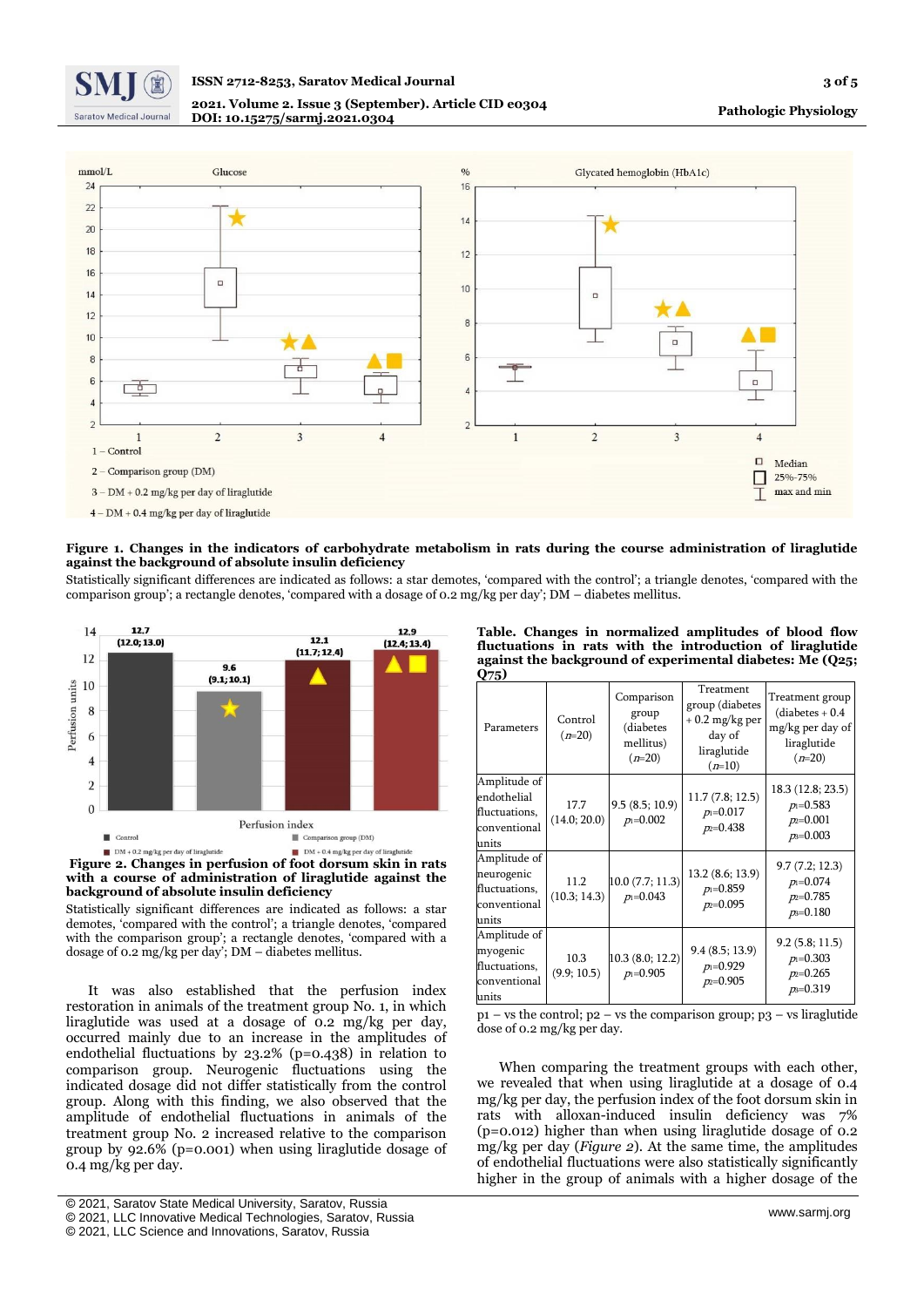**Figure 1. Changes in the indicators of carbohydrate metabolism in rats during the course administration of liraglutide against the background of absolute insulin deficiency**

Statistically significant differences are indicated as follows: a star demotes, 'compared with the control'; a triangle denotes, 'compared with the comparison group'; a rectangle denotes, 'compared with a dosage of 0.2 mg/kg per day'; DM – diabetes mellitus.

**Figure 2. Changes in perfusion of foot dorsum skin in rats with a course of administration of liraglutide against the background of absolute insulin deficiency**

Statistically significant differences are indicated as follows: a star demotes, 'compared with the control'; a triangle denotes, 'compared with the comparison group'; a rectangle denotes, 'compared with a dosage of 0.2 mg/kg per day'; DM – diabetes mellitus.

It was also established that the perfusion index restoration in animals of the treatment group No. 1, in which liraglutide was used at a dosage of 0.2 mg/kg per day, occurred mainly due to an increase in the amplitudes of endothelial fluctuations by 23.2% (p=0.438) in relation to comparison group. Neurogenic fluctuations using the indicated dosage did not differ statistically from the control group. Along with this finding, we also observed that the amplitude of endothelial fluctuations in animals of the treatment group No. 2 increased relative to the comparison group by 92.6% (p=0.001) when using liraglutide dosage of 0.4 mg/kg per day.

**Table. Changes in normalized amplitudes of blood flow fluctuations in rats with the introduction of liraglutide against the background of experimental diabetes: Me (Q25; Q75)**

| Parameters | Control ($n$=20) | Comparison group (diabetes mellitus) ($n$=20) | Treatment group (diabetes + 0.2 mg/kg per day of liraglutide ($n$=10) | Treatment group (diabetes + 0.4 mg/kg per day of liraglutide ($n$=20) |
|---|---|---|---|---|
| Amplitude of endothelial fluctuations, conventional units | 17.7 (14.0; 20.0) | 9.5 (8.5; 10.9) $p_1$=0.002 | 11.7 (7.8; 12.5) $p_1$=0.017 $p_2$=0.438 | 18.3 (12.8; 23.5) $p_1$=0.583 $p_2$=0.001 $p_3$=0.003 |
| Amplitude of neurogenic fluctuations, conventional units | 11.2 (10.3; 14.3) | 10.0 (7.7; 11.3) $p_1$=0.043 | 13.2 (8.6; 13.9) $p_1$=0.859 $p_2$=0.095 | 9.7 (7.2; 12.3) $p_1$=0.074 $p_2$=0.785 $p_3$=0.180 |
| Amplitude of myogenic fluctuations, conventional units | 10.3 (9.9; 10.5) | 10.3 (8.0; 12.2) $p_1$=0.905 | 9.4 (8.5; 13.9) $p_1$=0.929 $p_2$=0.905 | 9.2 (5.8; 11.5) $p_1$=0.303 $p_2$=0.265 $p_3$=0.319 |

p1 – vs the control; p2 – vs the comparison group; p3 – vs liraglutide dose of 0.2 mg/kg per day.

When comparing the treatment groups with each other, we revealed that when using liraglutide at a dosage of 0.4 mg/kg per day, the perfusion index of the foot dorsum skin in rats with alloxan-induced insulin deficiency was 7% (p=0.012) higher than when using liraglutide dosage of 0.2 mg/kg per day (*Figure 2*). At the same time, the amplitudes of endothelial fluctuations were also statistically significantly higher in the group of animals with a higher dosage of the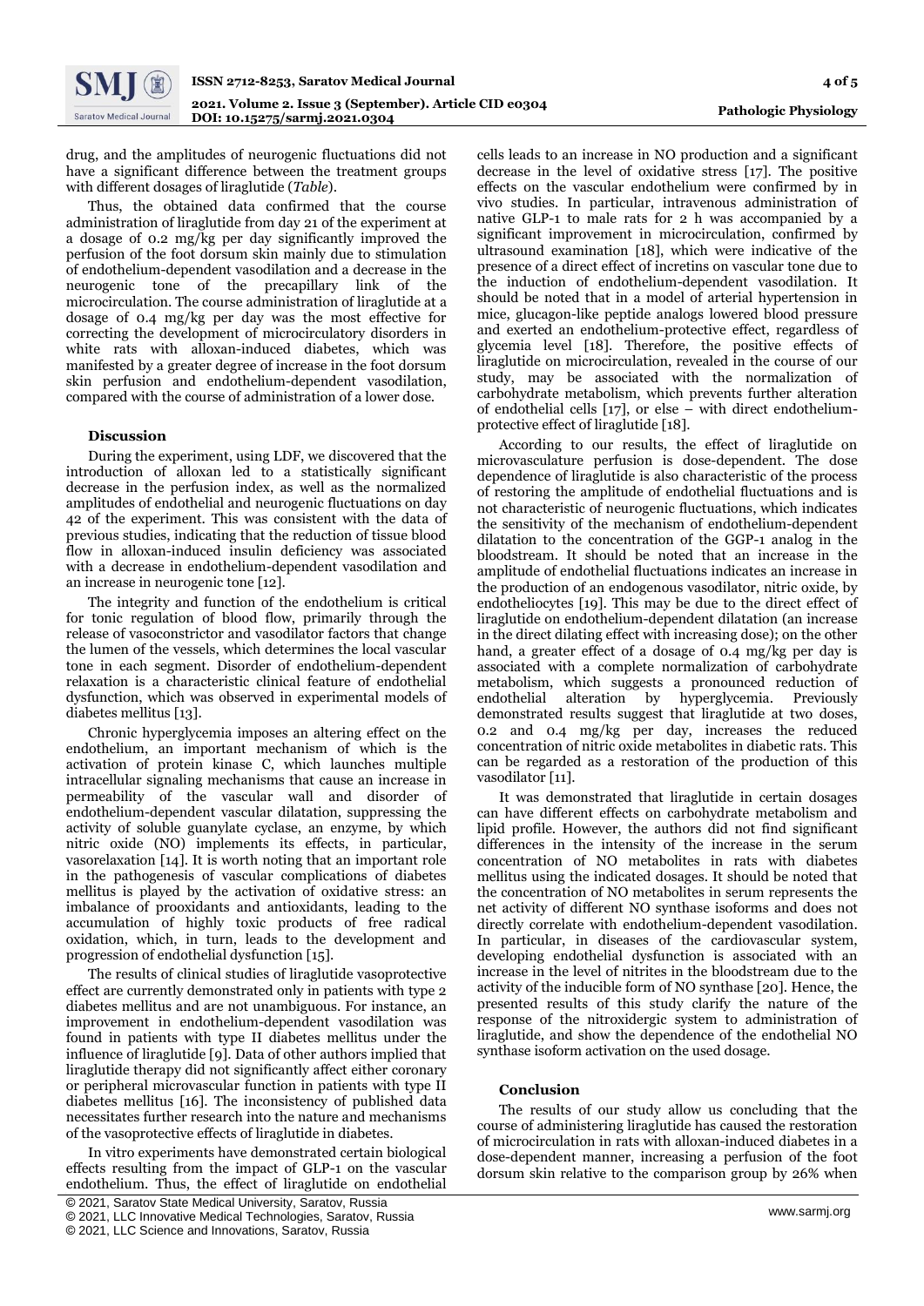drug, and the amplitudes of neurogenic fluctuations did not have a significant difference between the treatment groups with different dosages of liraglutide (*Table*).

Thus, the obtained data confirmed that the course administration of liraglutide from day 21 of the experiment at a dosage of 0.2 mg/kg per day significantly improved the perfusion of the foot dorsum skin mainly due to stimulation of endothelium-dependent vasodilation and a decrease in the neurogenic tone of the precapillary link of the microcirculation. The course administration of liraglutide at a dosage of 0.4 mg/kg per day was the most effective for correcting the development of microcirculatory disorders in white rats with alloxan-induced diabetes, which was manifested by a greater degree of increase in the foot dorsum skin perfusion and endothelium-dependent vasodilation, compared with the course of administration of a lower dose.

### Discussion

During the experiment, using LDF, we discovered that the introduction of alloxan led to a statistically significant decrease in the perfusion index, as well as the normalized amplitudes of endothelial and neurogenic fluctuations on day 42 of the experiment. This was consistent with the data of previous studies, indicating that the reduction of tissue blood flow in alloxan-induced insulin deficiency was associated with a decrease in endothelium-dependent vasodilation and an increase in neurogenic tone [12].

The integrity and function of the endothelium is critical for tonic regulation of blood flow, primarily through the release of vasoconstrictor and vasodilator factors that change the lumen of the vessels, which determines the local vascular tone in each segment. Disorder of endothelium-dependent relaxation is a characteristic clinical feature of endothelial dysfunction, which was observed in experimental models of diabetes mellitus [13].

Chronic hyperglycemia imposes an altering effect on the endothelium, an important mechanism of which is the activation of protein kinase C, which launches multiple intracellular signaling mechanisms that cause an increase in permeability of the vascular wall and disorder of endothelium-dependent vascular dilatation, suppressing the activity of soluble guanylate cyclase, an enzyme, by which nitric oxide (NO) implements its effects, in particular, vasorelaxation [14]. It is worth noting that an important role in the pathogenesis of vascular complications of diabetes mellitus is played by the activation of oxidative stress: an imbalance of prooxidants and antioxidants, leading to the accumulation of highly toxic products of free radical oxidation, which, in turn, leads to the development and progression of endothelial dysfunction [15].

The results of clinical studies of liraglutide vasoprotective effect are currently demonstrated only in patients with type 2 diabetes mellitus and are not unambiguous. For instance, an improvement in endothelium-dependent vasodilation was found in patients with type II diabetes mellitus under the influence of liraglutide [9]. Data of other authors implied that liraglutide therapy did not significantly affect either coronary or peripheral microvascular function in patients with type II diabetes mellitus [16]. The inconsistency of published data necessitates further research into the nature and mechanisms of the vasoprotective effects of liraglutide in diabetes.

In vitro experiments have demonstrated certain biological effects resulting from the impact of GLP-1 on the vascular endothelium. Thus, the effect of liraglutide on endothelial cells leads to an increase in NO production and a significant decrease in the level of oxidative stress [17]. The positive effects on the vascular endothelium were confirmed by in vivo studies. In particular, intravenous administration of native GLP-1 to male rats for 2 h was accompanied by a significant improvement in microcirculation, confirmed by ultrasound examination [18], which were indicative of the presence of a direct effect of incretins on vascular tone due to the induction of endothelium-dependent vasodilation. It should be noted that in a model of arterial hypertension in mice, glucagon-like peptide analogs lowered blood pressure and exerted an endothelium-protective effect, regardless of glycemia level [18]. Therefore, the positive effects of liraglutide on microcirculation, revealed in the course of our study, may be associated with the normalization of carbohydrate metabolism, which prevents further alteration of endothelial cells [17], or else – with direct endothelium-protective effect of liraglutide [18].

According to our results, the effect of liraglutide on microvasculature perfusion is dose-dependent. The dose dependence of liraglutide is also characteristic of the process of restoring the amplitude of endothelial fluctuations and is not characteristic of neurogenic fluctuations, which indicates the sensitivity of the mechanism of endothelium-dependent dilatation to the concentration of the GGP-1 analog in the bloodstream. It should be noted that an increase in the amplitude of endothelial fluctuations indicates an increase in the production of an endogenous vasodilator, nitric oxide, by endotheliocytes [19]. This may be due to the direct effect of liraglutide on endothelium-dependent dilatation (an increase in the direct dilating effect with increasing dose); on the other hand, a greater effect of a dosage of 0.4 mg/kg per day is associated with a complete normalization of carbohydrate metabolism, which suggests a pronounced reduction of endothelial alteration by hyperglycemia. Previously demonstrated results suggest that liraglutide at two doses, 0.2 and 0.4 mg/kg per day, increases the reduced concentration of nitric oxide metabolites in diabetic rats. This can be regarded as a restoration of the production of this vasodilator [11].

It was demonstrated that liraglutide in certain dosages can have different effects on carbohydrate metabolism and lipid profile. However, the authors did not find significant differences in the intensity of the increase in the serum concentration of NO metabolites in rats with diabetes mellitus using the indicated dosages. It should be noted that the concentration of NO metabolites in serum represents the net activity of different NO synthase isoforms and does not directly correlate with endothelium-dependent vasodilation. In particular, in diseases of the cardiovascular system, developing endothelial dysfunction is associated with an increase in the level of nitrites in the bloodstream due to the activity of the inducible form of NO synthase [20]. Hence, the presented results of this study clarify the nature of the response of the nitroxidergic system to administration of liraglutide, and show the dependence of the endothelial NO synthase isoform activation on the used dosage.

### Conclusion

The results of our study allow us concluding that the course of administering liraglutide has caused the restoration of microcirculation in rats with alloxan-induced diabetes in a dose-dependent manner, increasing a perfusion of the foot dorsum skin relative to the comparison group by 26% when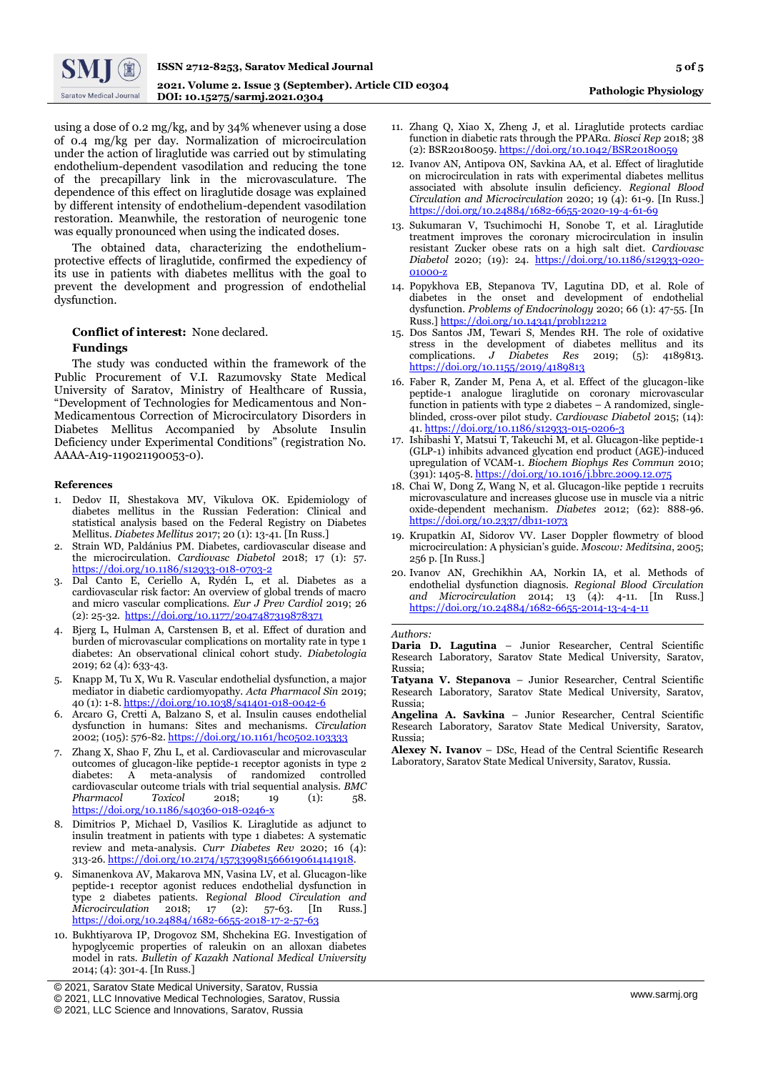using a dose of 0.2 mg/kg, and by 34% whenever using a dose of 0.4 mg/kg per day. Normalization of microcirculation under the action of liraglutide was carried out by stimulating endothelium-dependent vasodilation and reducing the tone of the precapillary link in the microvasculature. The dependence of this effect on liraglutide dosage was explained by different intensity of endothelium-dependent vasodilation restoration. Meanwhile, the restoration of neurogenic tone was equally pronounced when using the indicated doses.

The obtained data, characterizing the endothelium-protective effects of liraglutide, confirmed the expediency of its use in patients with diabetes mellitus with the goal to prevent the development and progression of endothelial dysfunction.

**Conflict of interest:** None declared.

**Fundings**

The study was conducted within the framework of the Public Procurement of V.I. Razumovsky State Medical University of Saratov, Ministry of Healthcare of Russia, "Development of Technologies for Medicamentous and Non-Medicamentous Correction of Microcirculatory Disorders in Diabetes Mellitus Accompanied by Absolute Insulin Deficiency under Experimental Conditions" (registration No. AAAA-A19-119021190053-0).

**References**

1. Dedov II, Shestakova MV, Vikulova OK. Epidemiology of diabetes mellitus in the Russian Federation: Clinical and statistical analysis based on the Federal Registry on Diabetes Mellitus. *Diabetes Mellitus* 2017; 20 (1): 13-41. [In Russ.]
2. Strain WD, Paldánius PM. Diabetes, cardiovascular disease and the microcirculation. *Cardiovasc Diabetol* 2018; 17 (1): 57. https://doi.org/10.1186/s12933-018-0703-2
3. Dal Canto E, Ceriello A, Rydén L, et al. Diabetes as a cardiovascular risk factor: An overview of global trends of macro and micro vascular complications. *Eur J Prev Cardiol* 2019; 26 (2): 25-32. https://doi.org/10.1177/2047487319878371
4. Bjerg L, Hulman A, Carstensen B, et al. Effect of duration and burden of microvascular complications on mortality rate in type 1 diabetes: An observational clinical cohort study. *Diabetologia* 2019; 62 (4): 633-43.
5. Knapp M, Tu X, Wu R. Vascular endothelial dysfunction, a major mediator in diabetic cardiomyopathy. *Acta Pharmacol Sin* 2019; 40 (1): 1-8. https://doi.org/10.1038/s41401-018-0042-6
6. Arcaro G, Cretti A, Balzano S, et al. Insulin causes endothelial dysfunction in humans: Sites and mechanisms. *Circulation* 2002; (105): 576-82. https://doi.org/10.1161/hc0502.103333
7. Zhang X, Shao F, Zhu L, et al. Cardiovascular and microvascular outcomes of glucagon-like peptide-1 receptor agonists in type 2 diabetes: A meta-analysis of randomized controlled cardiovascular outcome trials with trial sequential analysis. *BMC Pharmacol Toxicol* 2018; 19 (1): 58. https://doi.org/10.1186/s40360-018-0246-x
8. Dimitrios P, Michael D, Vasilios K. Liraglutide as adjunct to insulin treatment in patients with type 1 diabetes: A systematic review and meta-analysis. *Curr Diabetes Rev* 2020; 16 (4): 313-26. https://doi.org/10.2174/1573399815666190614141918.
9. Simanenkova AV, Makarova MN, Vasina LV, et al. Glucagon-like peptide-1 receptor agonist reduces endothelial dysfunction in type 2 diabetes patients. *Regional Blood Circulation and Microcirculation* 2018; 17 (2): 57-63. [In Russ.] https://doi.org/10.24884/1682-6655-2018-17-2-57-63
10. Bukhtiyarova IP, Drogovoz SM, Shchekina EG. Investigation of hypoglycemic properties of raleukin on an alloxan diabetes model in rats. *Bulletin of Kazakh National Medical University* 2014; (4): 301-4. [In Russ.]
11. Zhang Q, Xiao X, Zheng J, et al. Liraglutide protects cardiac function in diabetic rats through the PPARα. *Biosci Rep* 2018; 38 (2): BSR20180059. https://doi.org/10.1042/BSR20180059
12. Ivanov AN, Antipova ON, Savkina AA, et al. Effect of liraglutide on microcirculation in rats with experimental diabetes mellitus associated with absolute insulin deficiency. *Regional Blood Circulation and Microcirculation* 2020; 19 (4): 61-9. [In Russ.] https://doi.org/10.24884/1682-6655-2020-19-4-61-69
13. Sukumaran V, Tsuchimochi H, Sonobe T, et al. Liraglutide treatment improves the coronary microcirculation in insulin resistant Zucker obese rats on a high salt diet. *Cardiovasc Diabetol* 2020; (19): 24. https://doi.org/10.1186/s12933-020-01000-z
14. Popykhova EB, Stepanova TV, Lagutina DD, et al. Role of diabetes in the onset and development of endothelial dysfunction. *Problems of Endocrinology* 2020; 66 (1): 47-55. [In Russ.] https://doi.org/10.14341/probl12212
15. Dos Santos JM, Tewari S, Mendes RH. The role of oxidative stress in the development of diabetes mellitus and its complications. *J Diabetes Res* 2019; (5): 4189813. https://doi.org/10.1155/2019/4189813
16. Faber R, Zander M, Pena A, et al. Effect of the glucagon-like peptide-1 analogue liraglutide on coronary microvascular function in patients with type 2 diabetes – A randomized, single-blinded, cross-over pilot study. *Cardiovasc Diabetol* 2015; (14): 41. https://doi.org/10.1186/s12933-015-0206-3
17. Ishibashi Y, Matsui T, Takeuchi M, et al. Glucagon-like peptide-1 (GLP-1) inhibits advanced glycation end product (AGE)-induced upregulation of VCAM-1. *Biochem Biophys Res Commun* 2010; (391): 1405-8. https://doi.org/10.1016/j.bbrc.2009.12.075
18. Chai W, Dong Z, Wang N, et al. Glucagon-like peptide 1 recruits microvasculature and increases glucose use in muscle via a nitric oxide-dependent mechanism. *Diabetes* 2012; (62): 888-96. https://doi.org/10.2337/db11-1073
19. Krupatkin AI, Sidorov VV. Laser Doppler flowmetry of blood microcirculation: A physician's guide. *Moscow: Meditsina*, 2005; 256 p. [In Russ.]
20. Ivanov AN, Grechikhin AA, Norkin IA, et al. Methods of endothelial dysfunction diagnosis. *Regional Blood Circulation and Microcirculation* 2014; 13 (4): 4-11. [In Russ.] https://doi.org/10.24884/1682-6655-2014-13-4-4-11

*Authors:*

**Daria D. Lagutina** – Junior Researcher, Central Scientific Research Laboratory, Saratov State Medical University, Saratov, Russia;

**Tatyana V. Stepanova** – Junior Researcher, Central Scientific Research Laboratory, Saratov State Medical University, Saratov, Russia;

**Angelina A. Savkina** – Junior Researcher, Central Scientific Research Laboratory, Saratov State Medical University, Saratov, Russia;

**Alexey N. Ivanov** – DSc, Head of the Central Scientific Research Laboratory, Saratov State Medical University, Saratov, Russia.